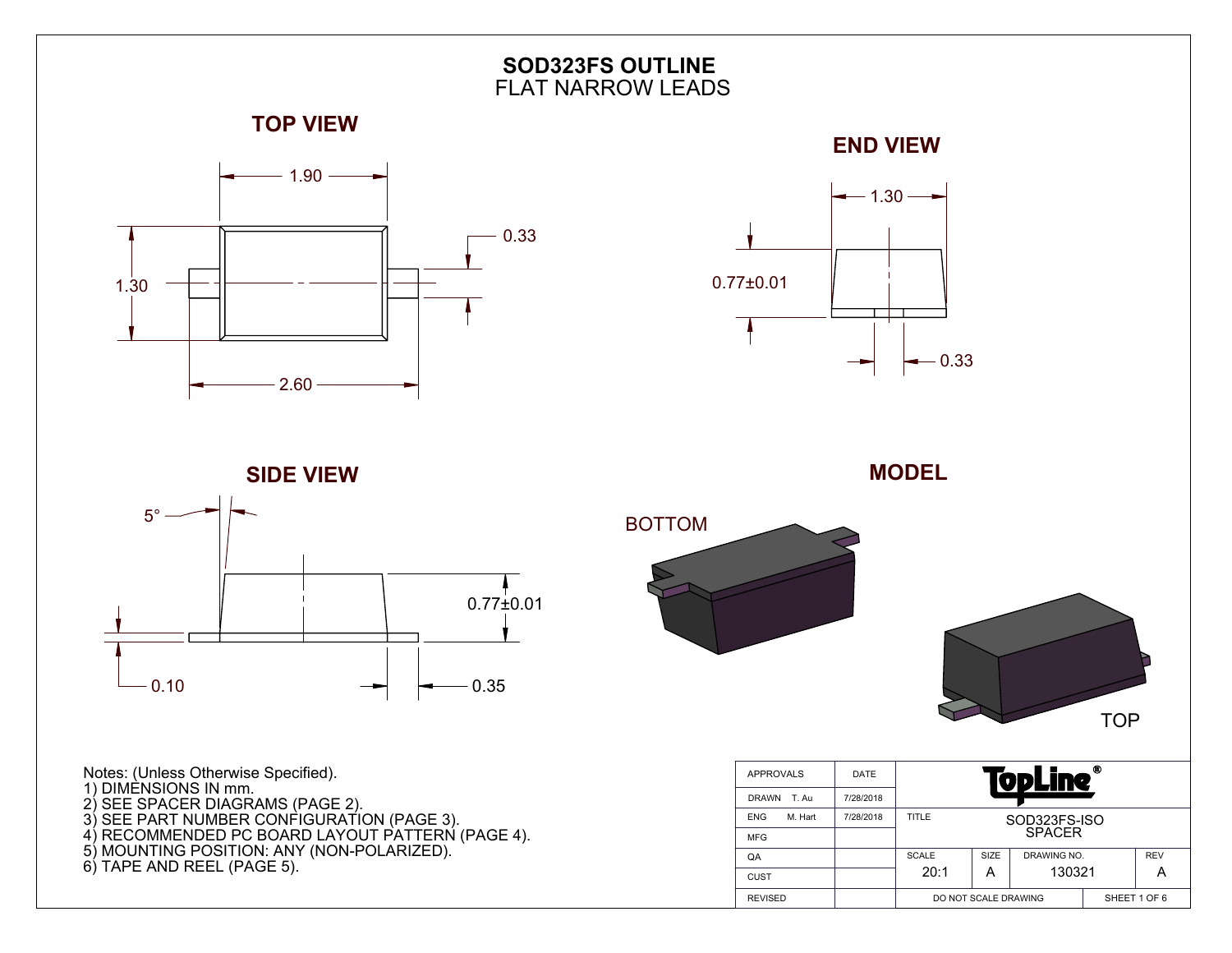# SOD323FS OUTLINE
FLAT NARROW LEADS

## TOP VIEW

1.90

0.33

1.30

2.60

## END VIEW

1.30

0.77±0.01

0.33

## SIDE VIEW

5°

0.77±0.01

0.10

0.35

## MODEL

BOTTOM

TOP

Notes: (Unless Otherwise Specified).
1) DIMENSIONS IN mm.
2) SEE SPACER DIAGRAMS (PAGE 2).
3) SEE PART NUMBER CONFIGURATION (PAGE 3).
4) RECOMMENDED PC BOARD LAYOUT PATTERN (PAGE 4).
5) MOUNTING POSITION: ANY (NON-POLARIZED).
6) TAPE AND REEL (PAGE 5).

| APPROVALS | DATE | TopLine® | | | |
|---|---|---|---|---|---|
| DRAWN T. Au | 7/28/2018 | | | | |
| ENG M. Hart | 7/28/2018 | TITLE SOD323FS-ISO SPACER | | | |
| MFG | | | | | |
| QA | | SCALE 20:1 | SIZE A | DRAWING NO. 130321 | REV A |
| CUST | | | | | |
| REVISED | | DO NOT SCALE DRAWING | | SHEET 1 OF 6 | |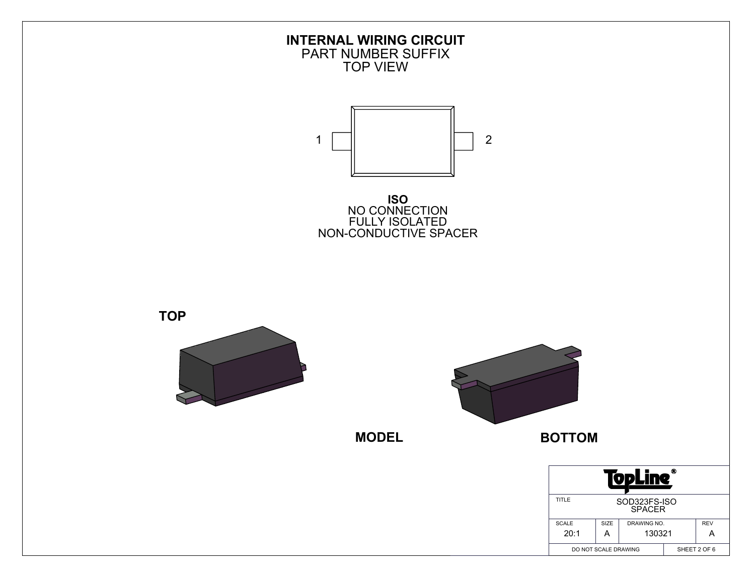# INTERNAL WIRING CIRCUIT

PART NUMBER SUFFIX
TOP VIEW

1 2

**ISO**
NO CONNECTION
FULLY ISOLATED
NON-CONDUCTIVE SPACER

**TOP**

**MODEL**

**BOTTOM**

| TopLine® | | | |
|---|---|---|---|
| TITLE | SOD323FS-ISO SPACER | | |
| SCALE 20:1 | SIZE A | DRAWING NO. 130321 | REV A |
| DO NOT SCALE DRAWING | | SHEET 2 OF 6 | |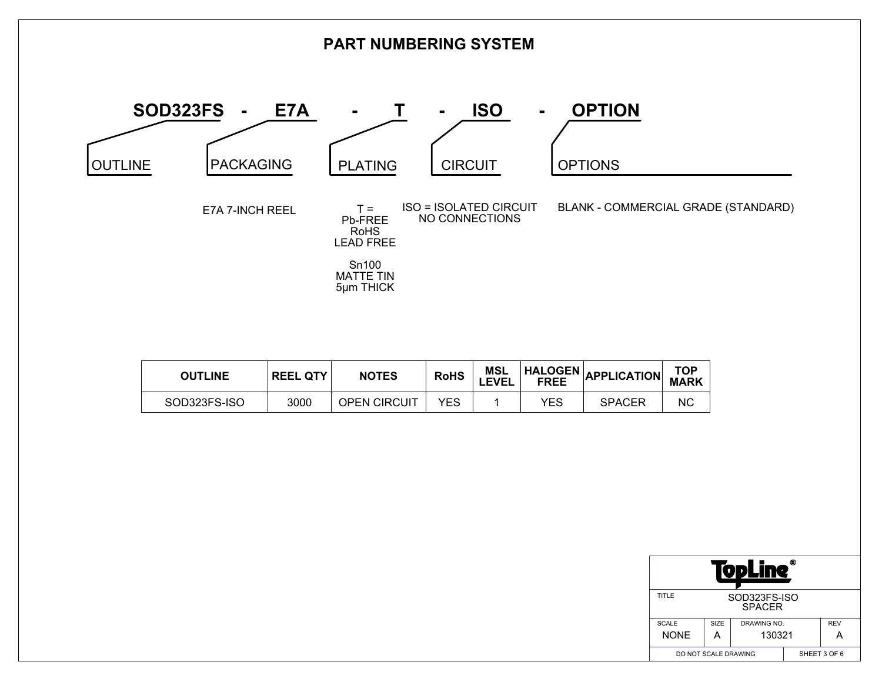# PART NUMBERING SYSTEM

**SOD323FS - E7A - T - ISO - OPTION**

- **OUTLINE**: SOD323FS
- **PACKAGING**: E7A 7-INCH REEL
- **PLATING**: T = Pb-FREE RoHS LEAD FREE

  Sn100 MATTE TIN 5µm THICK
- **CIRCUIT**: ISO = ISOLATED CIRCUIT NO CONNECTIONS
- **OPTIONS**: BLANK - COMMERCIAL GRADE (STANDARD)

| OUTLINE | REEL QTY | NOTES | RoHS | MSL LEVEL | HALOGEN FREE | APPLICATION | TOP MARK |
|---|---|---|---|---|---|---|---|
| SOD323FS-ISO | 3000 | OPEN CIRCUIT | YES | 1 | YES | SPACER | NC |

TopLine®

| TITLE | SOD323FS-ISO SPACER | | |
|---|---|---|---|
| SCALE | SIZE | DRAWING NO. | REV |
| NONE | A | 130321 | A |

DO NOT SCALE DRAWING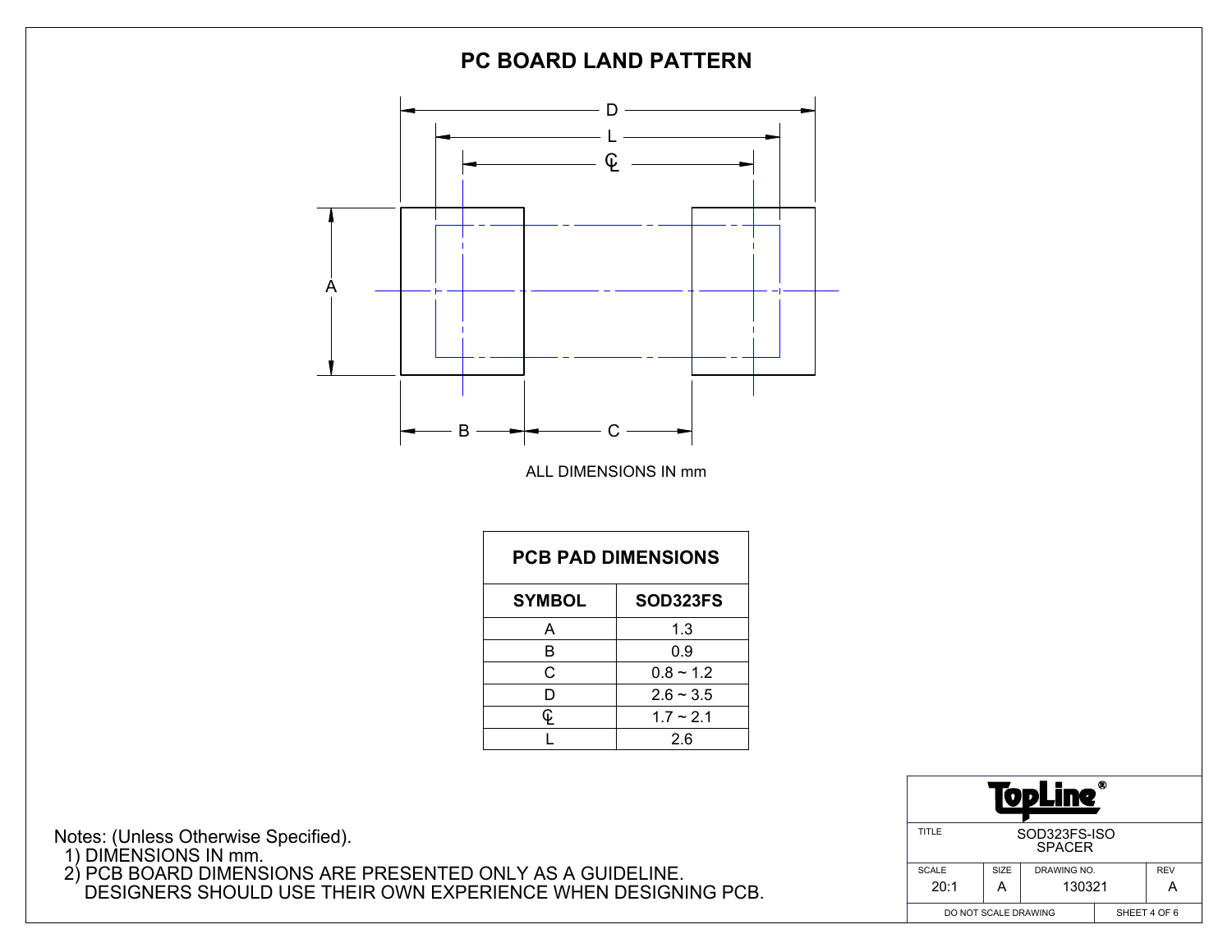# PC BOARD LAND PATTERN

ALL DIMENSIONS IN mm

| PCB PAD DIMENSIONS | |
|---|---|
| SYMBOL | SOD323FS |
| A | 1.3 |
| B | 0.9 |
| C | 0.8 ~ 1.2 |
| D | 2.6 ~ 3.5 |
| ℄ | 1.7 ~ 2.1 |
| L | 2.6 |

Notes: (Unless Otherwise Specified).

1) DIMENSIONS IN mm.
2) PCB BOARD DIMENSIONS ARE PRESENTED ONLY AS A GUIDELINE. DESIGNERS SHOULD USE THEIR OWN EXPERIENCE WHEN DESIGNING PCB.

| TopLine® | | | |
|---|---|---|---|
| TITLE: SOD323FS-ISO SPACER | | | |
| SCALE: 20:1 | SIZE: A | DRAWING NO.: 130321 | REV: A |
| DO NOT SCALE DRAWING | | SHEET 4 OF 6 | |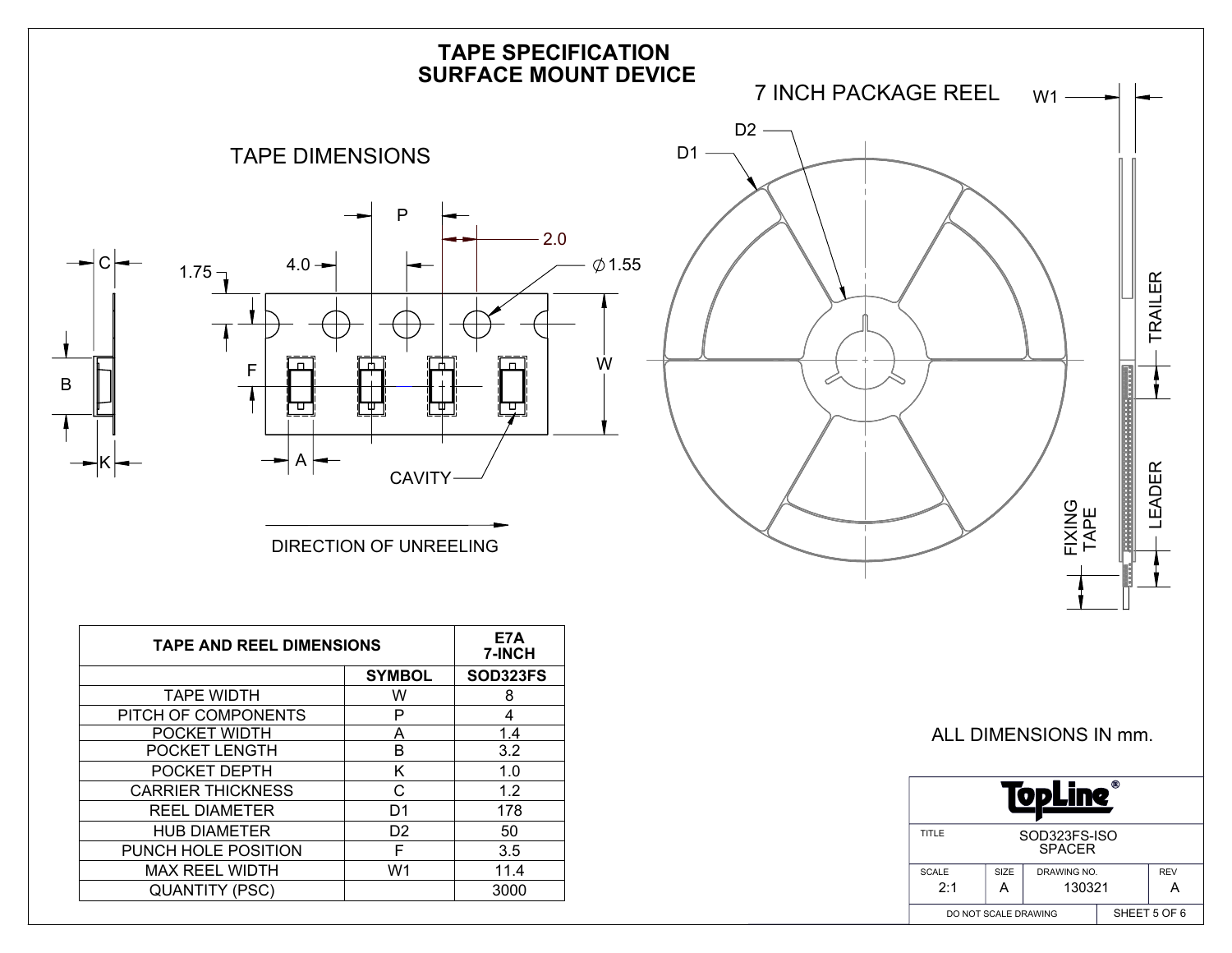# TAPE SPECIFICATION
# SURFACE MOUNT DEVICE

## TAPE DIMENSIONS

C, B, K, 1.75, 4.0, P, 2.0, ∅1.55, F, W, A, CAVITY

DIRECTION OF UNREELING

## 7 INCH PACKAGE REEL

D1, D2, W1, TRAILER, LEADER, FIXING TAPE

| TAPE AND REEL DIMENSIONS | | E7A 7-INCH |
|---|---|---|
| | SYMBOL | SOD323FS |
| TAPE WIDTH | W | 8 |
| PITCH OF COMPONENTS | P | 4 |
| POCKET WIDTH | A | 1.4 |
| POCKET LENGTH | B | 3.2 |
| POCKET DEPTH | K | 1.0 |
| CARRIER THICKNESS | C | 1.2 |
| REEL DIAMETER | D1 | 178 |
| HUB DIAMETER | D2 | 50 |
| PUNCH HOLE POSITION | F | 3.5 |
| MAX REEL WIDTH | W1 | 11.4 |
| QUANTITY (PSC) | | 3000 |

ALL DIMENSIONS IN mm.

| TopLine® | | | |
|---|---|---|---|
| TITLE | SOD323FS-ISO SPACER | | |
| SCALE 2:1 | SIZE A | DRAWING NO. 130321 | REV A |
| DO NOT SCALE DRAWING | | SHEET 5 OF 6 | |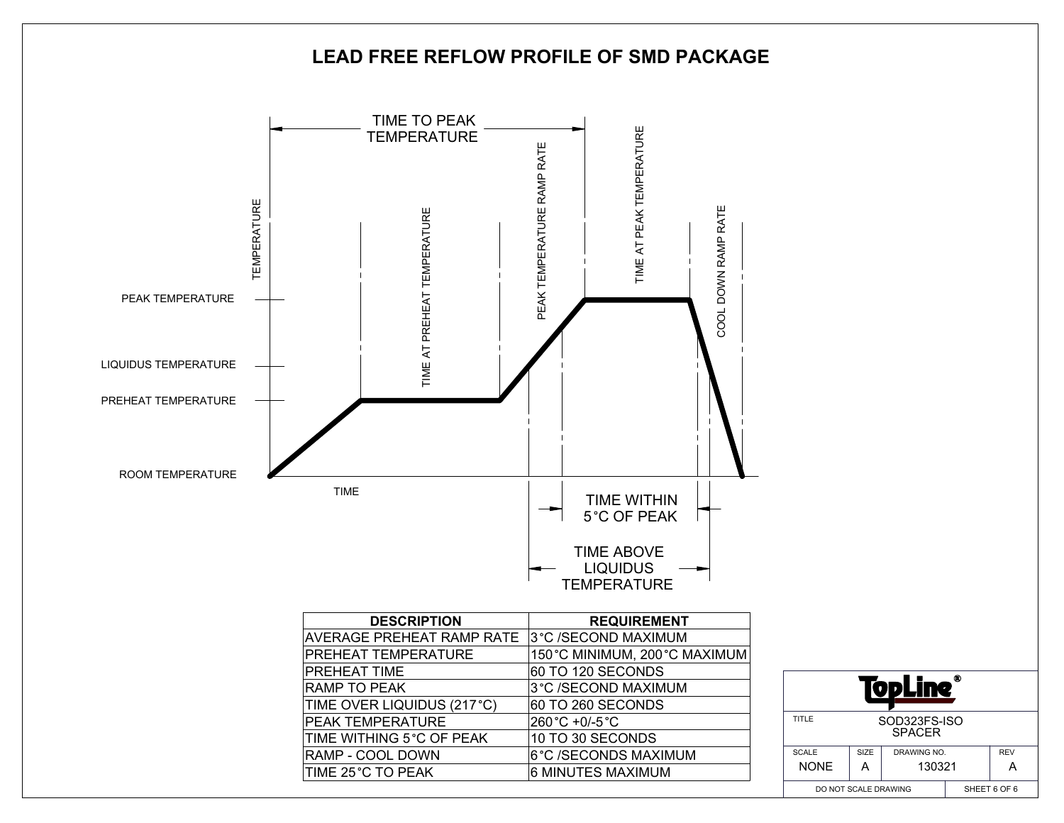# LEAD FREE REFLOW PROFILE OF SMD PACKAGE

TIME TO PEAK TEMPERATURE

TEMPERATURE

PEAK TEMPERATURE

LIQUIDUS TEMPERATURE

PREHEAT TEMPERATURE

ROOM TEMPERATURE

TIME

TIME AT PREHEAT TEMPERATURE

PEAK TEMPERATURE RAMP RATE

TIME AT PEAK TEMPERATURE

COOL DOWN RAMP RATE

TIME WITHIN 5°C OF PEAK

TIME ABOVE LIQUIDUS TEMPERATURE

| DESCRIPTION | REQUIREMENT |
|---|---|
| AVERAGE PREHEAT RAMP RATE | 3°C /SECOND MAXIMUM |
| PREHEAT TEMPERATURE | 150°C MINIMUM, 200°C MAXIMUM |
| PREHEAT TIME | 60 TO 120 SECONDS |
| RAMP TO PEAK | 3°C /SECOND MAXIMUM |
| TIME OVER LIQUIDUS (217°C) | 60 TO 260 SECONDS |
| PEAK TEMPERATURE | 260°C +0/-5°C |
| TIME WITHING 5°C OF PEAK | 10 TO 30 SECONDS |
| RAMP - COOL DOWN | 6°C /SECONDS MAXIMUM |
| TIME 25°C TO PEAK | 6 MINUTES MAXIMUM |

TopLine®

| | | | |
|---|---|---|---|
| TITLE | SOD323FS-ISO SPACER | | |
| SCALE NONE | SIZE A | DRAWING NO. 130321 | REV A |
| DO NOT SCALE DRAWING | | SHEET 6 OF 6 | |